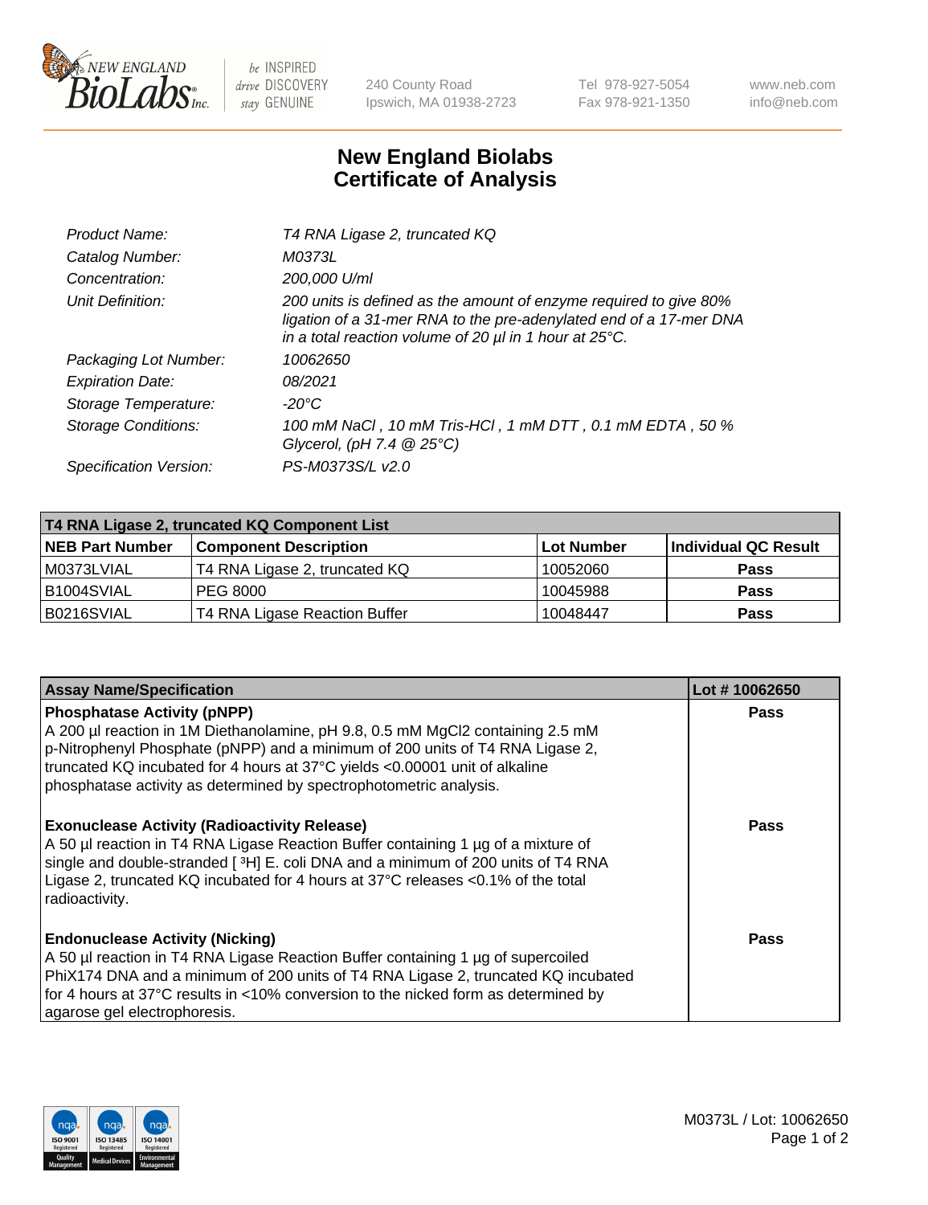# New England Biolabs Certificate of Analysis

| | |
|---|---|
| *Product Name:* | *T4 RNA Ligase 2, truncated KQ* |
| *Catalog Number:* | *M0373L* |
| *Concentration:* | *200,000 U/ml* |
| *Unit Definition:* | *200 units is defined as the amount of enzyme required to give 80% ligation of a 31-mer RNA to the pre-adenylated end of a 17-mer DNA in a total reaction volume of 20 µl in 1 hour at 25°C.* |
| *Packaging Lot Number:* | *10062650* |
| *Expiration Date:* | *08/2021* |
| *Storage Temperature:* | *-20°C* |
| *Storage Conditions:* | *100 mM NaCl , 10 mM Tris-HCl , 1 mM DTT , 0.1 mM EDTA , 50 % Glycerol, (pH 7.4 @ 25°C)* |
| *Specification Version:* | *PS-M0373S/L v2.0* |

**T4 RNA Ligase 2, truncated KQ Component List**

| NEB Part Number | Component Description | Lot Number | Individual QC Result |
|---|---|---|---|
| M0373LVIAL | T4 RNA Ligase 2, truncated KQ | 10052060 | Pass |
| B1004SVIAL | PEG 8000 | 10045988 | Pass |
| B0216SVIAL | T4 RNA Ligase Reaction Buffer | 10048447 | Pass |

| Assay Name/Specification | Lot # 10062650 |
|---|---|
| **Phosphatase Activity (pNPP)**<br>A 200 µl reaction in 1M Diethanolamine, pH 9.8, 0.5 mM MgCl2 containing 2.5 mM p-Nitrophenyl Phosphate (pNPP) and a minimum of 200 units of T4 RNA Ligase 2, truncated KQ incubated for 4 hours at 37°C yields <0.00001 unit of alkaline phosphatase activity as determined by spectrophotometric analysis. | Pass |
| **Exonuclease Activity (Radioactivity Release)**<br>A 50 µl reaction in T4 RNA Ligase Reaction Buffer containing 1 µg of a mixture of single and double-stranded [ $^{3}$H] E. coli DNA and a minimum of 200 units of T4 RNA Ligase 2, truncated KQ incubated for 4 hours at 37°C releases <0.1% of the total radioactivity. | Pass |
| **Endonuclease Activity (Nicking)**<br>A 50 µl reaction in T4 RNA Ligase Reaction Buffer containing 1 µg of supercoiled PhiX174 DNA and a minimum of 200 units of T4 RNA Ligase 2, truncated KQ incubated for 4 hours at 37°C results in <10% conversion to the nicked form as determined by agarose gel electrophoresis. | Pass |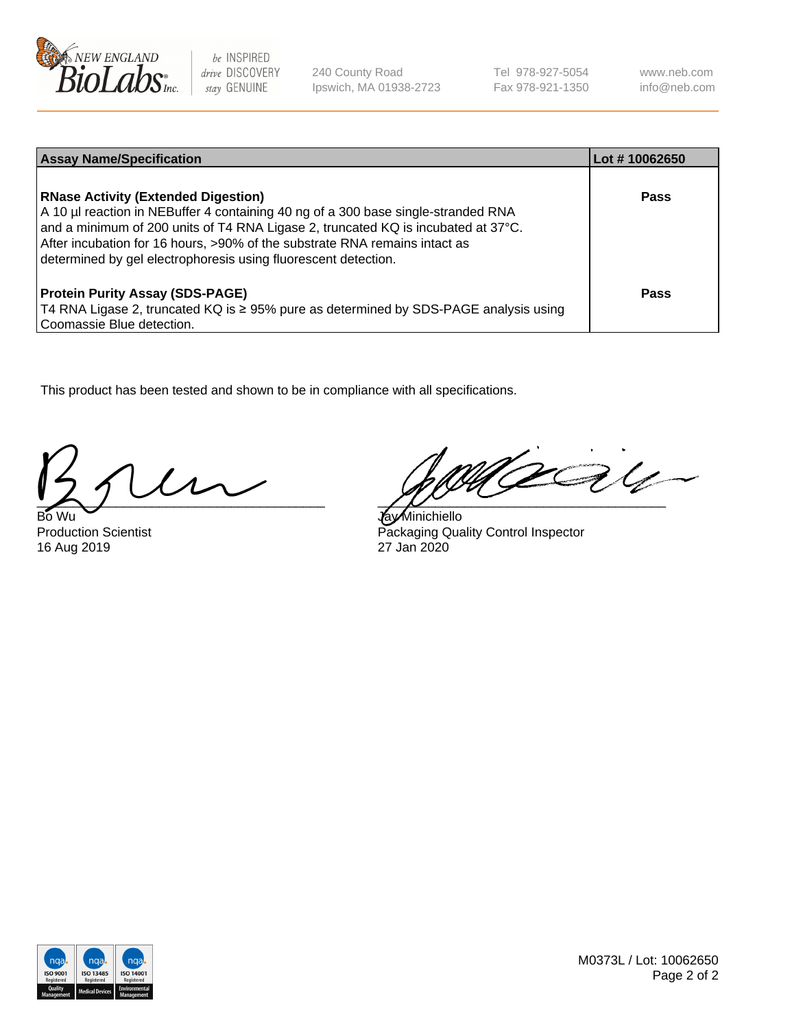| Assay Name/Specification | Lot # 10062650 |
| --- | --- |
| **RNase Activity (Extended Digestion)**<br>A 10 µl reaction in NEBuffer 4 containing 40 ng of a 300 base single-stranded RNA and a minimum of 200 units of T4 RNA Ligase 2, truncated KQ is incubated at 37°C. After incubation for 16 hours, >90% of the substrate RNA remains intact as determined by gel electrophoresis using fluorescent detection. | **Pass** |
| **Protein Purity Assay (SDS-PAGE)**<br>T4 RNA Ligase 2, truncated KQ is ≥ 95% pure as determined by SDS-PAGE analysis using Coomassie Blue detection. | **Pass** |

This product has been tested and shown to be in compliance with all specifications.

Bo Wu
Production Scientist
16 Aug 2019

Jay Minichiello
Packaging Quality Control Inspector
27 Jan 2020

M0373L / Lot: 10062650